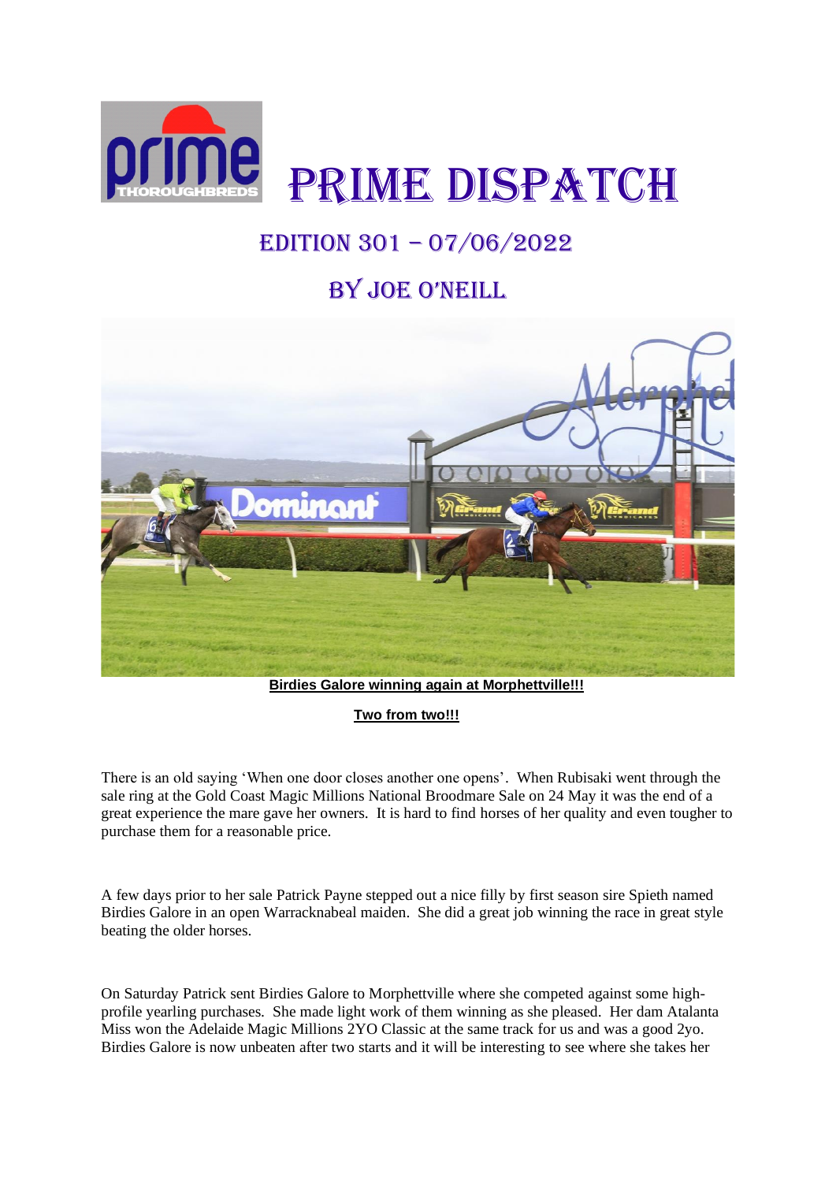# PRIME DISPATCH

## EDITION 301 – 07/06/2022

## BY JOE O'NEILL

**Birdies Galore winning again at Morphettville!!!**

**Two from two!!!**

There is an old saying 'When one door closes another one opens'. When Rubisaki went through the sale ring at the Gold Coast Magic Millions National Broodmare Sale on 24 May it was the end of a great experience the mare gave her owners. It is hard to find horses of her quality and even tougher to purchase them for a reasonable price.

A few days prior to her sale Patrick Payne stepped out a nice filly by first season sire Spieth named Birdies Galore in an open Warracknabeal maiden. She did a great job winning the race in great style beating the older horses.

On Saturday Patrick sent Birdies Galore to Morphettville where she competed against some high-profile yearling purchases. She made light work of them winning as she pleased. Her dam Atalanta Miss won the Adelaide Magic Millions 2YO Classic at the same track for us and was a good 2yo. Birdies Galore is now unbeaten after two starts and it will be interesting to see where she takes her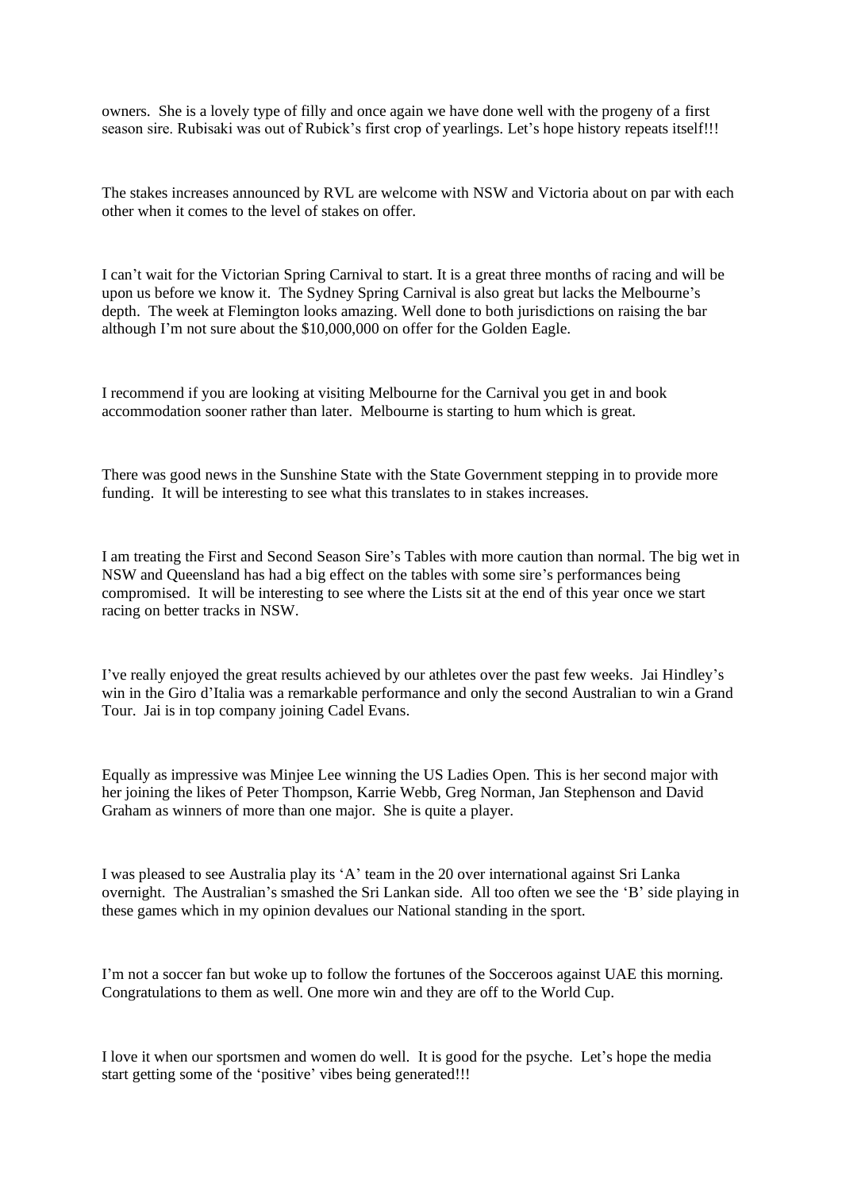owners. She is a lovely type of filly and once again we have done well with the progeny of a first season sire. Rubisaki was out of Rubick's first crop of yearlings. Let's hope history repeats itself!!!

The stakes increases announced by RVL are welcome with NSW and Victoria about on par with each other when it comes to the level of stakes on offer.

I can't wait for the Victorian Spring Carnival to start. It is a great three months of racing and will be upon us before we know it. The Sydney Spring Carnival is also great but lacks the Melbourne's depth. The week at Flemington looks amazing. Well done to both jurisdictions on raising the bar although I'm not sure about the $10,000,000 on offer for the Golden Eagle.

I recommend if you are looking at visiting Melbourne for the Carnival you get in and book accommodation sooner rather than later. Melbourne is starting to hum which is great.

There was good news in the Sunshine State with the State Government stepping in to provide more funding. It will be interesting to see what this translates to in stakes increases.

I am treating the First and Second Season Sire's Tables with more caution than normal. The big wet in NSW and Queensland has had a big effect on the tables with some sire's performances being compromised. It will be interesting to see where the Lists sit at the end of this year once we start racing on better tracks in NSW.

I've really enjoyed the great results achieved by our athletes over the past few weeks. Jai Hindley's win in the Giro d'Italia was a remarkable performance and only the second Australian to win a Grand Tour. Jai is in top company joining Cadel Evans.

Equally as impressive was Minjee Lee winning the US Ladies Open. This is her second major with her joining the likes of Peter Thompson, Karrie Webb, Greg Norman, Jan Stephenson and David Graham as winners of more than one major. She is quite a player.

I was pleased to see Australia play its 'A' team in the 20 over international against Sri Lanka overnight. The Australian's smashed the Sri Lankan side. All too often we see the 'B' side playing in these games which in my opinion devalues our National standing in the sport.

I'm not a soccer fan but woke up to follow the fortunes of the Socceroos against UAE this morning. Congratulations to them as well. One more win and they are off to the World Cup.

I love it when our sportsmen and women do well. It is good for the psyche. Let's hope the media start getting some of the 'positive' vibes being generated!!!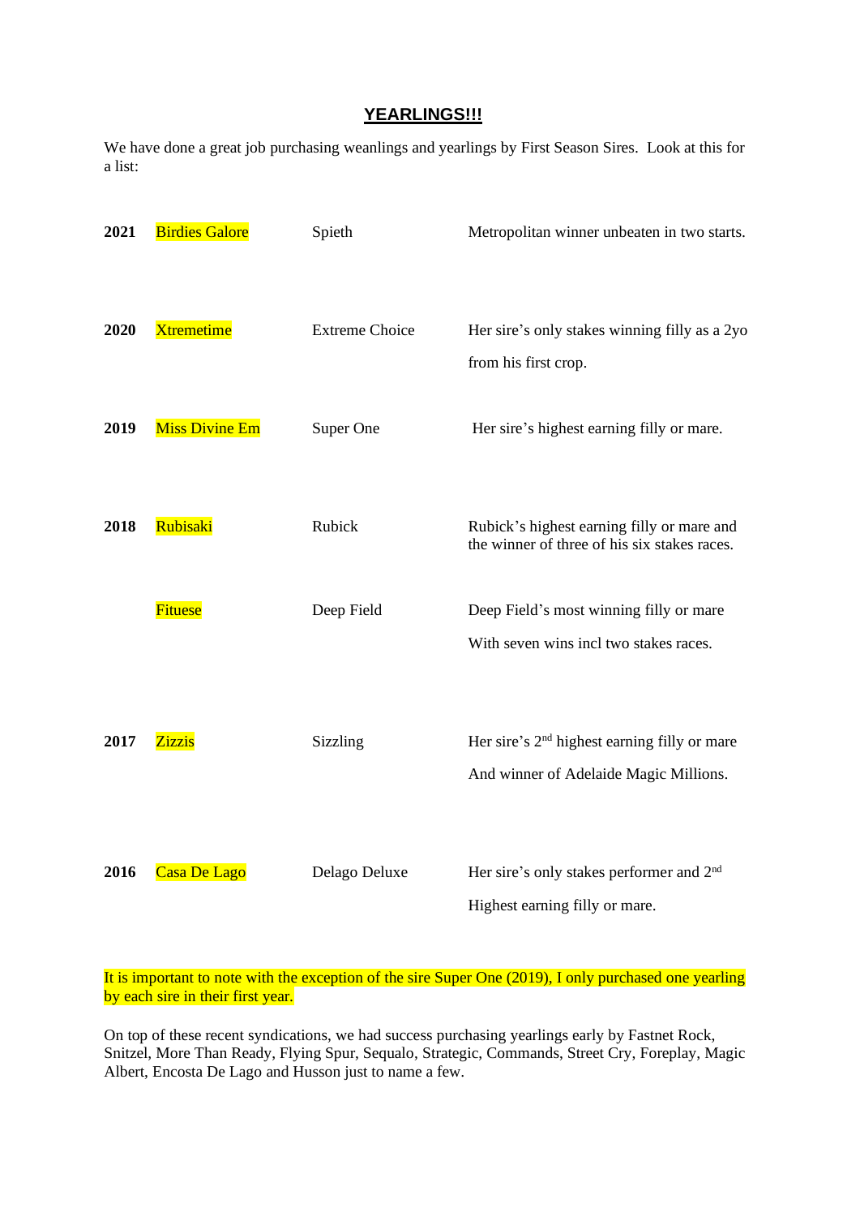# **YEARLINGS!!!**

We have done a great job purchasing weanlings and yearlings by First Season Sires. Look at this for a list:

| Year | Horse | Sire | Details |
|---|---|---|---|
| **2021** | Birdies Galore | Spieth | Metropolitan winner unbeaten in two starts. |
| **2020** | Xtremetime | Extreme Choice | Her sire's only stakes winning filly as a 2yo from his first crop. |
| **2019** | Miss Divine Em | Super One | Her sire's highest earning filly or mare. |
| **2018** | Rubisaki | Rubick | Rubick's highest earning filly or mare and the winner of three of his six stakes races. |
| | Fituese | Deep Field | Deep Field's most winning filly or mare With seven wins incl two stakes races. |
| **2017** | Zizzis | Sizzling | Her sire's 2nd highest earning filly or mare And winner of Adelaide Magic Millions. |
| **2016** | Casa De Lago | Delago Deluxe | Her sire's only stakes performer and 2nd Highest earning filly or mare. |

It is important to note with the exception of the sire Super One (2019), I only purchased one yearling by each sire in their first year.

On top of these recent syndications, we had success purchasing yearlings early by Fastnet Rock, Snitzel, More Than Ready, Flying Spur, Sequalo, Strategic, Commands, Street Cry, Foreplay, Magic Albert, Encosta De Lago and Husson just to name a few.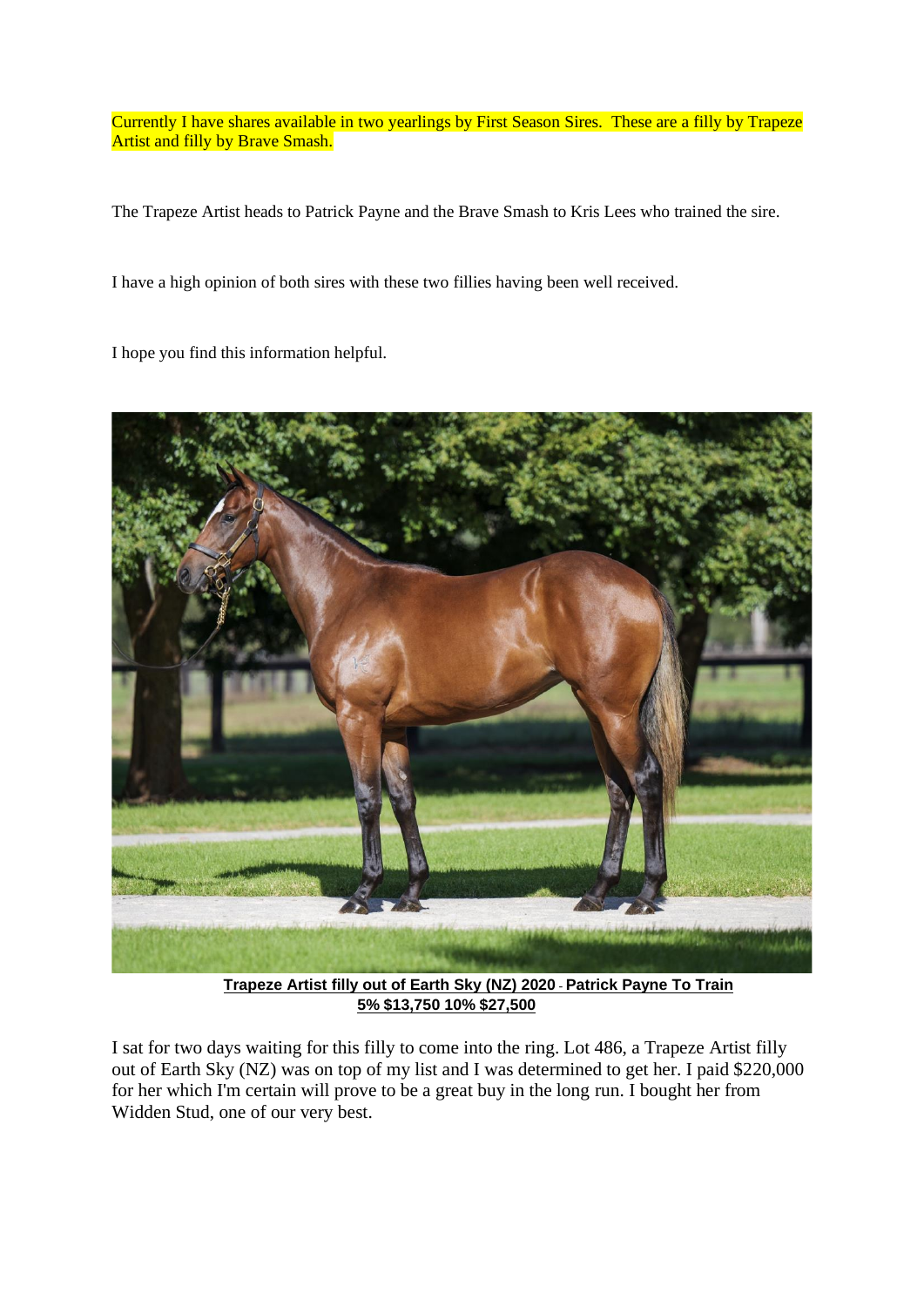Currently I have shares available in two yearlings by First Season Sires. These are a filly by Trapeze Artist and filly by Brave Smash.

The Trapeze Artist heads to Patrick Payne and the Brave Smash to Kris Lees who trained the sire.

I have a high opinion of both sires with these two fillies having been well received.

I hope you find this information helpful.

**Trapeze Artist filly out of Earth Sky (NZ) 2020 - Patrick Payne To Train**
**5% $13,750 10% $27,500**

I sat for two days waiting for this filly to come into the ring. Lot 486, a Trapeze Artist filly out of Earth Sky (NZ) was on top of my list and I was determined to get her. I paid $220,000 for her which I'm certain will prove to be a great buy in the long run. I bought her from Widden Stud, one of our very best.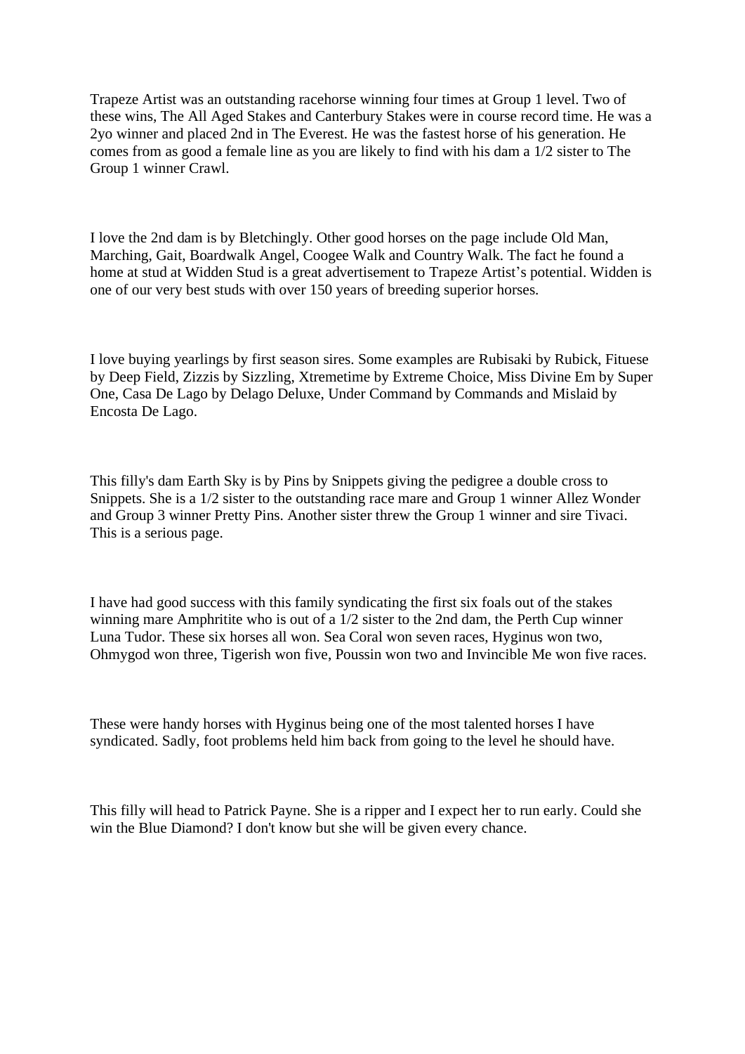Trapeze Artist was an outstanding racehorse winning four times at Group 1 level. Two of these wins, The All Aged Stakes and Canterbury Stakes were in course record time. He was a 2yo winner and placed 2nd in The Everest. He was the fastest horse of his generation. He comes from as good a female line as you are likely to find with his dam a 1/2 sister to The Group 1 winner Crawl.

I love the 2nd dam is by Bletchingly. Other good horses on the page include Old Man, Marching, Gait, Boardwalk Angel, Coogee Walk and Country Walk. The fact he found a home at stud at Widden Stud is a great advertisement to Trapeze Artist's potential. Widden is one of our very best studs with over 150 years of breeding superior horses.

I love buying yearlings by first season sires. Some examples are Rubisaki by Rubick, Fituese by Deep Field, Zizzis by Sizzling, Xtremetime by Extreme Choice, Miss Divine Em by Super One, Casa De Lago by Delago Deluxe, Under Command by Commands and Mislaid by Encosta De Lago.

This filly's dam Earth Sky is by Pins by Snippets giving the pedigree a double cross to Snippets. She is a 1/2 sister to the outstanding race mare and Group 1 winner Allez Wonder and Group 3 winner Pretty Pins. Another sister threw the Group 1 winner and sire Tivaci. This is a serious page.

I have had good success with this family syndicating the first six foals out of the stakes winning mare Amphritite who is out of a 1/2 sister to the 2nd dam, the Perth Cup winner Luna Tudor. These six horses all won. Sea Coral won seven races, Hyginus won two, Ohmygod won three, Tigerish won five, Poussin won two and Invincible Me won five races.

These were handy horses with Hyginus being one of the most talented horses I have syndicated. Sadly, foot problems held him back from going to the level he should have.

This filly will head to Patrick Payne. She is a ripper and I expect her to run early. Could she win the Blue Diamond? I don't know but she will be given every chance.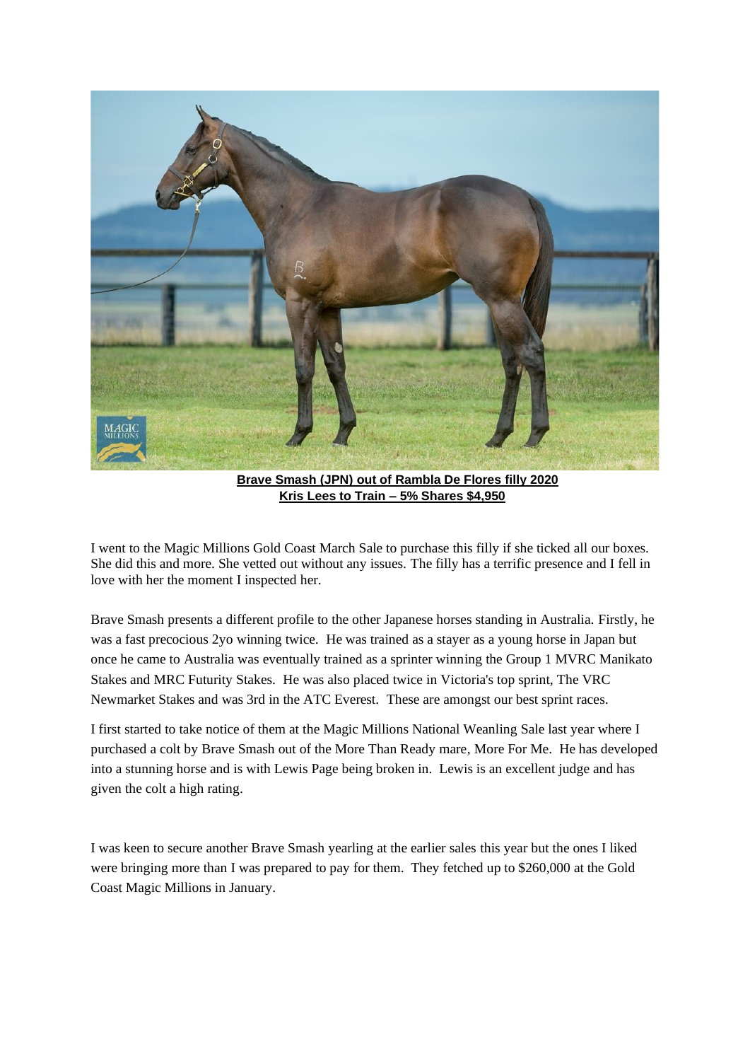**Brave Smash (JPN) out of Rambla De Flores filly 2020**
**Kris Lees to Train – 5% Shares $4,950**

I went to the Magic Millions Gold Coast March Sale to purchase this filly if she ticked all our boxes. She did this and more. She vetted out without any issues. The filly has a terrific presence and I fell in love with her the moment I inspected her.

Brave Smash presents a different profile to the other Japanese horses standing in Australia. Firstly, he was a fast precocious 2yo winning twice. He was trained as a stayer as a young horse in Japan but once he came to Australia was eventually trained as a sprinter winning the Group 1 MVRC Manikato Stakes and MRC Futurity Stakes. He was also placed twice in Victoria's top sprint, The VRC Newmarket Stakes and was 3rd in the ATC Everest. These are amongst our best sprint races.

I first started to take notice of them at the Magic Millions National Weanling Sale last year where I purchased a colt by Brave Smash out of the More Than Ready mare, More For Me. He has developed into a stunning horse and is with Lewis Page being broken in. Lewis is an excellent judge and has given the colt a high rating.

I was keen to secure another Brave Smash yearling at the earlier sales this year but the ones I liked were bringing more than I was prepared to pay for them. They fetched up to $260,000 at the Gold Coast Magic Millions in January.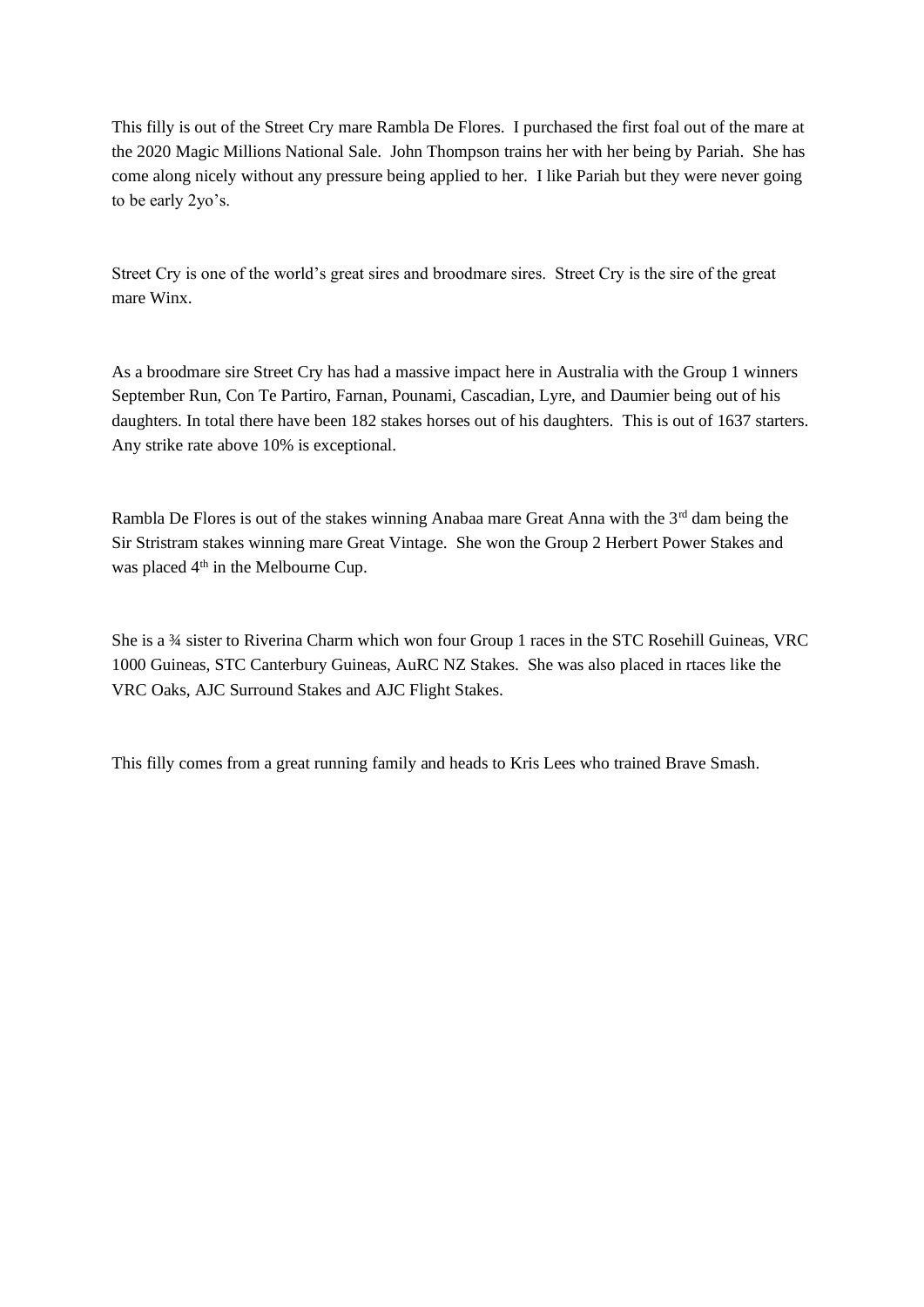This filly is out of the Street Cry mare Rambla De Flores. I purchased the first foal out of the mare at the 2020 Magic Millions National Sale. John Thompson trains her with her being by Pariah. She has come along nicely without any pressure being applied to her. I like Pariah but they were never going to be early 2yo's.

Street Cry is one of the world's great sires and broodmare sires. Street Cry is the sire of the great mare Winx.

As a broodmare sire Street Cry has had a massive impact here in Australia with the Group 1 winners September Run, Con Te Partiro, Farnan, Pounami, Cascadian, Lyre, and Daumier being out of his daughters. In total there have been 182 stakes horses out of his daughters. This is out of 1637 starters. Any strike rate above 10% is exceptional.

Rambla De Flores is out of the stakes winning Anabaa mare Great Anna with the 3rd dam being the Sir Stristram stakes winning mare Great Vintage. She won the Group 2 Herbert Power Stakes and was placed 4th in the Melbourne Cup.

She is a ¾ sister to Riverina Charm which won four Group 1 races in the STC Rosehill Guineas, VRC 1000 Guineas, STC Canterbury Guineas, AuRC NZ Stakes. She was also placed in rtaces like the VRC Oaks, AJC Surround Stakes and AJC Flight Stakes.

This filly comes from a great running family and heads to Kris Lees who trained Brave Smash.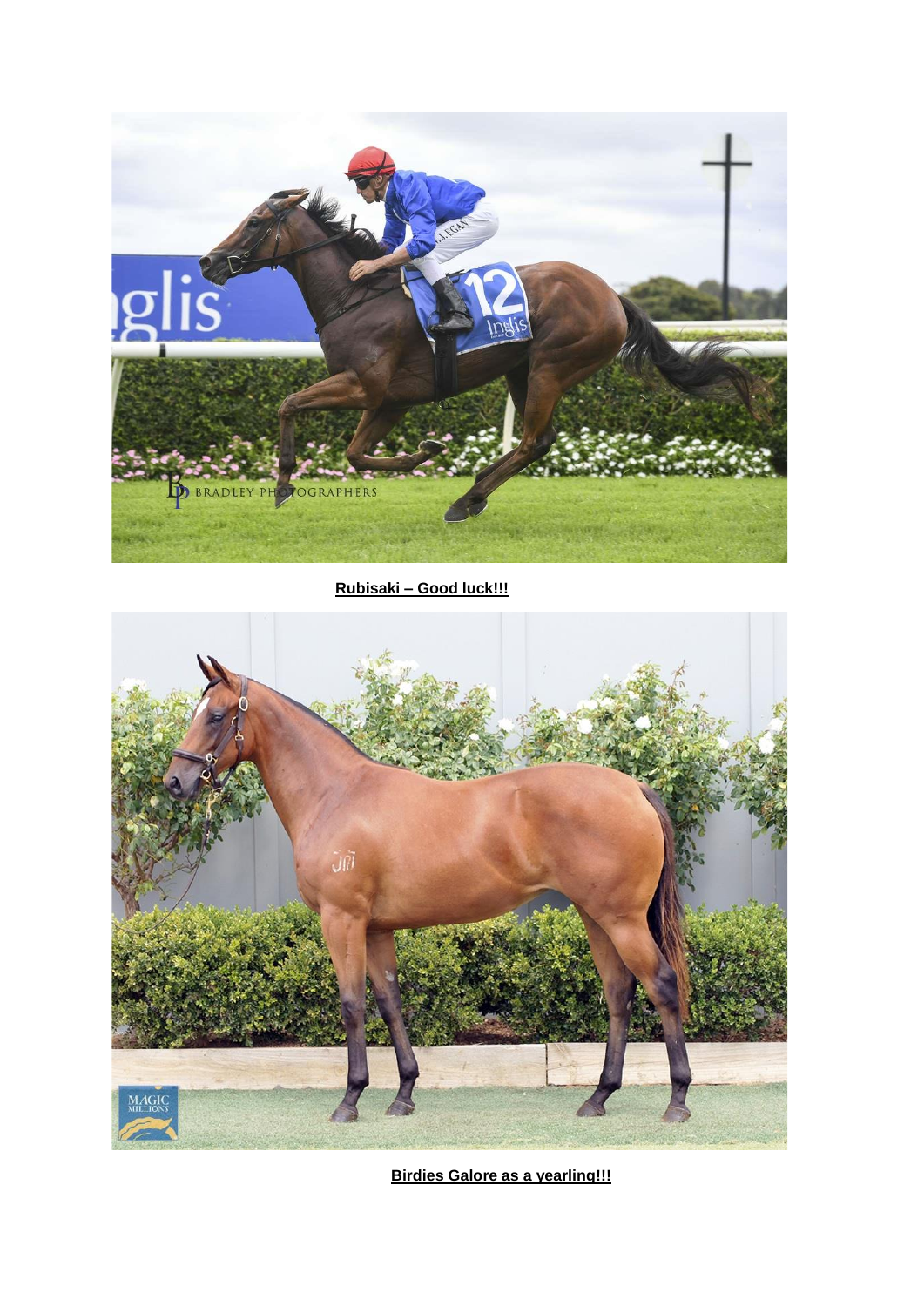**Rubisaki – Good luck!!!**

**Birdies Galore as a yearling!!!**